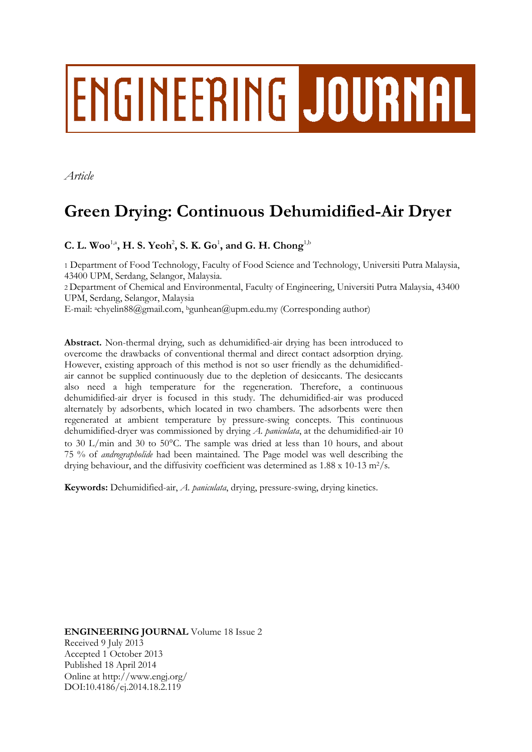# ENGINEERING JOURNAL

*Article*

# Green Drying: Continuous Dehumidified-Air Dryer

**C. L. Woo**[1,a]**, H. S. Yeoh**[2]**, S. K. Go**[1]**, and G. H. Chong**[1,b]

1 Department of Food Technology, Faculty of Food Science and Technology, Universiti Putra Malaysia, 43400 UPM, Serdang, Selangor, Malaysia.

2 Department of Chemical and Environmental, Faculty of Engineering, Universiti Putra Malaysia, 43400 UPM, Serdang, Selangor, Malaysia

E-mail: [a]chyelin88@gmail.com, [b]gunhean@upm.edu.my (Corresponding author)

**Abstract.** Non-thermal drying, such as dehumidified-air drying has been introduced to overcome the drawbacks of conventional thermal and direct contact adsorption drying. However, existing approach of this method is not so user friendly as the dehumidified-air cannot be supplied continuously due to the depletion of desiccants. The desiccants also need a high temperature for the regeneration. Therefore, a continuous dehumidified-air dryer is focused in this study. The dehumidified-air was produced alternately by adsorbents, which located in two chambers. The adsorbents were then regenerated at ambient temperature by pressure-swing concepts. This continuous dehumidified-dryer was commissioned by drying *A. paniculata*, at the dehumidified-air 10 to 30 L/min and 30 to 50°C. The sample was dried at less than 10 hours, and about 75 % of *andrographolide* had been maintained. The Page model was well describing the drying behaviour, and the diffusivity coefficient was determined as 1.88 x 10-13 $m^2/s$.

**Keywords:** Dehumidified-air, *A. paniculata*, drying, pressure-swing, drying kinetics.

**ENGINEERING JOURNAL** Volume 18 Issue 2
Received 9 July 2013
Accepted 1 October 2013
Published 18 April 2014
Online at http://www.engj.org/
DOI:10.4186/ej.2014.18.2.119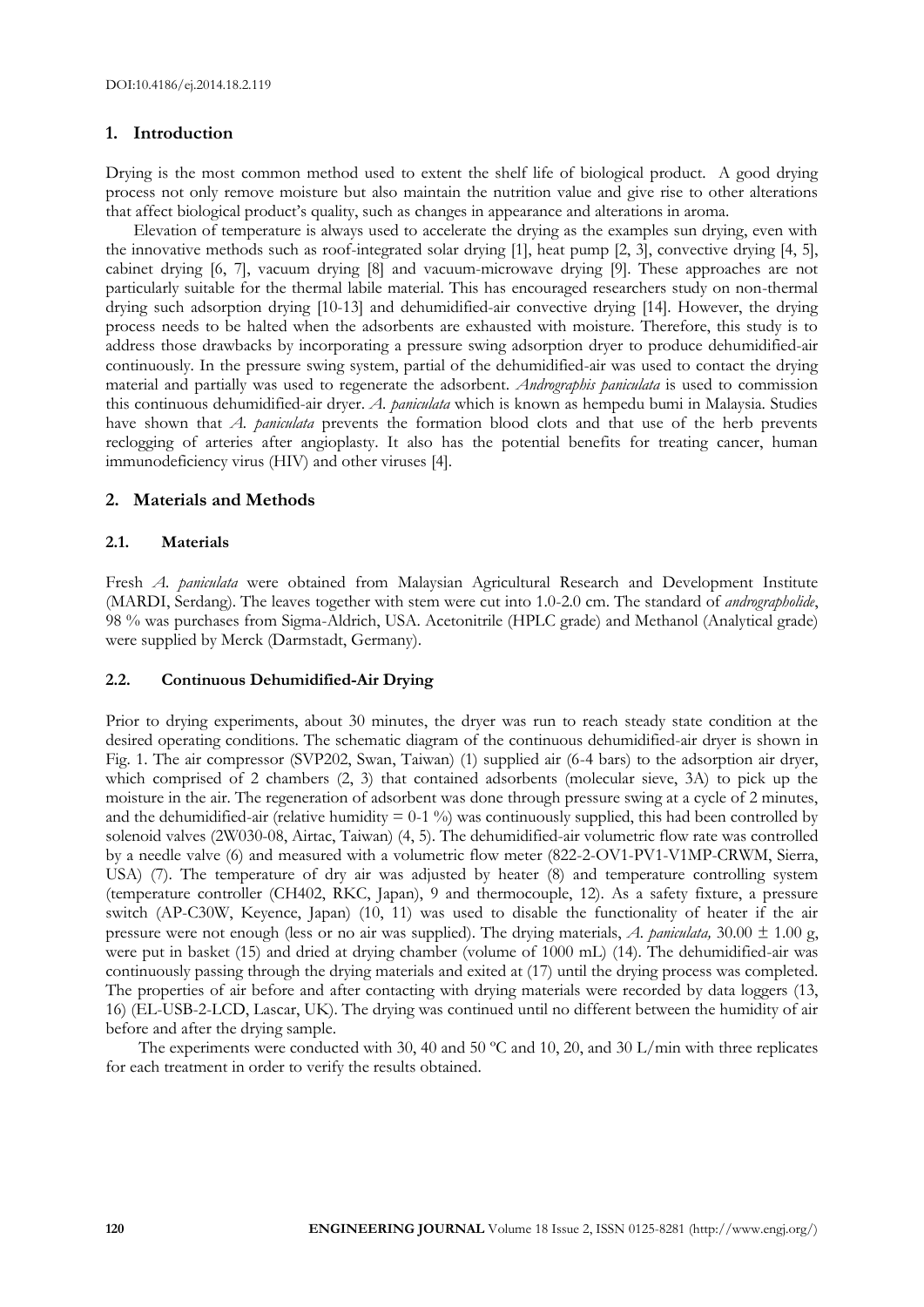## 1. Introduction

Drying is the most common method used to extent the shelf life of biological product. A good drying process not only remove moisture but also maintain the nutrition value and give rise to other alterations that affect biological product's quality, such as changes in appearance and alterations in aroma.

Elevation of temperature is always used to accelerate the drying as the examples sun drying, even with the innovative methods such as roof-integrated solar drying [1], heat pump [2, 3], convective drying [4, 5], cabinet drying [6, 7], vacuum drying [8] and vacuum-microwave drying [9]. These approaches are not particularly suitable for the thermal labile material. This has encouraged researchers study on non-thermal drying such adsorption drying [10-13] and dehumidified-air convective drying [14]. However, the drying process needs to be halted when the adsorbents are exhausted with moisture. Therefore, this study is to address those drawbacks by incorporating a pressure swing adsorption dryer to produce dehumidified-air continuously. In the pressure swing system, partial of the dehumidified-air was used to contact the drying material and partially was used to regenerate the adsorbent. *Andrographis paniculata* is used to commission this continuous dehumidified-air dryer. *A. paniculata* which is known as hempedu bumi in Malaysia. Studies have shown that *A. paniculata* prevents the formation blood clots and that use of the herb prevents reclogging of arteries after angioplasty. It also has the potential benefits for treating cancer, human immunodeficiency virus (HIV) and other viruses [4].

## 2. Materials and Methods

### 2.1. Materials

Fresh *A. paniculata* were obtained from Malaysian Agricultural Research and Development Institute (MARDI, Serdang). The leaves together with stem were cut into 1.0-2.0 cm. The standard of *andrographolide*, 98 % was purchases from Sigma-Aldrich, USA. Acetonitrile (HPLC grade) and Methanol (Analytical grade) were supplied by Merck (Darmstadt, Germany).

### 2.2. Continuous Dehumidified-Air Drying

Prior to drying experiments, about 30 minutes, the dryer was run to reach steady state condition at the desired operating conditions. The schematic diagram of the continuous dehumidified-air dryer is shown in Fig. 1. The air compressor (SVP202, Swan, Taiwan) (1) supplied air (6-4 bars) to the adsorption air dryer, which comprised of 2 chambers (2, 3) that contained adsorbents (molecular sieve, 3A) to pick up the moisture in the air. The regeneration of adsorbent was done through pressure swing at a cycle of 2 minutes, and the dehumidified-air (relative humidity = 0-1 %) was continuously supplied, this had been controlled by solenoid valves (2W030-08, Airtac, Taiwan) (4, 5). The dehumidified-air volumetric flow rate was controlled by a needle valve (6) and measured with a volumetric flow meter (822-2-OV1-PV1-V1MP-CRWM, Sierra, USA) (7). The temperature of dry air was adjusted by heater (8) and temperature controlling system (temperature controller (CH402, RKC, Japan), 9 and thermocouple, 12). As a safety fixture, a pressure switch (AP-C30W, Keyence, Japan) (10, 11) was used to disable the functionality of heater if the air pressure were not enough (less or no air was supplied). The drying materials, *A. paniculata,* 30.00 ± 1.00 g, were put in basket (15) and dried at drying chamber (volume of 1000 mL) (14). The dehumidified-air was continuously passing through the drying materials and exited at (17) until the drying process was completed. The properties of air before and after contacting with drying materials were recorded by data loggers (13, 16) (EL-USB-2-LCD, Lascar, UK). The drying was continued until no different between the humidity of air before and after the drying sample.

The experiments were conducted with 30, 40 and 50 ºC and 10, 20, and 30 L/min with three replicates for each treatment in order to verify the results obtained.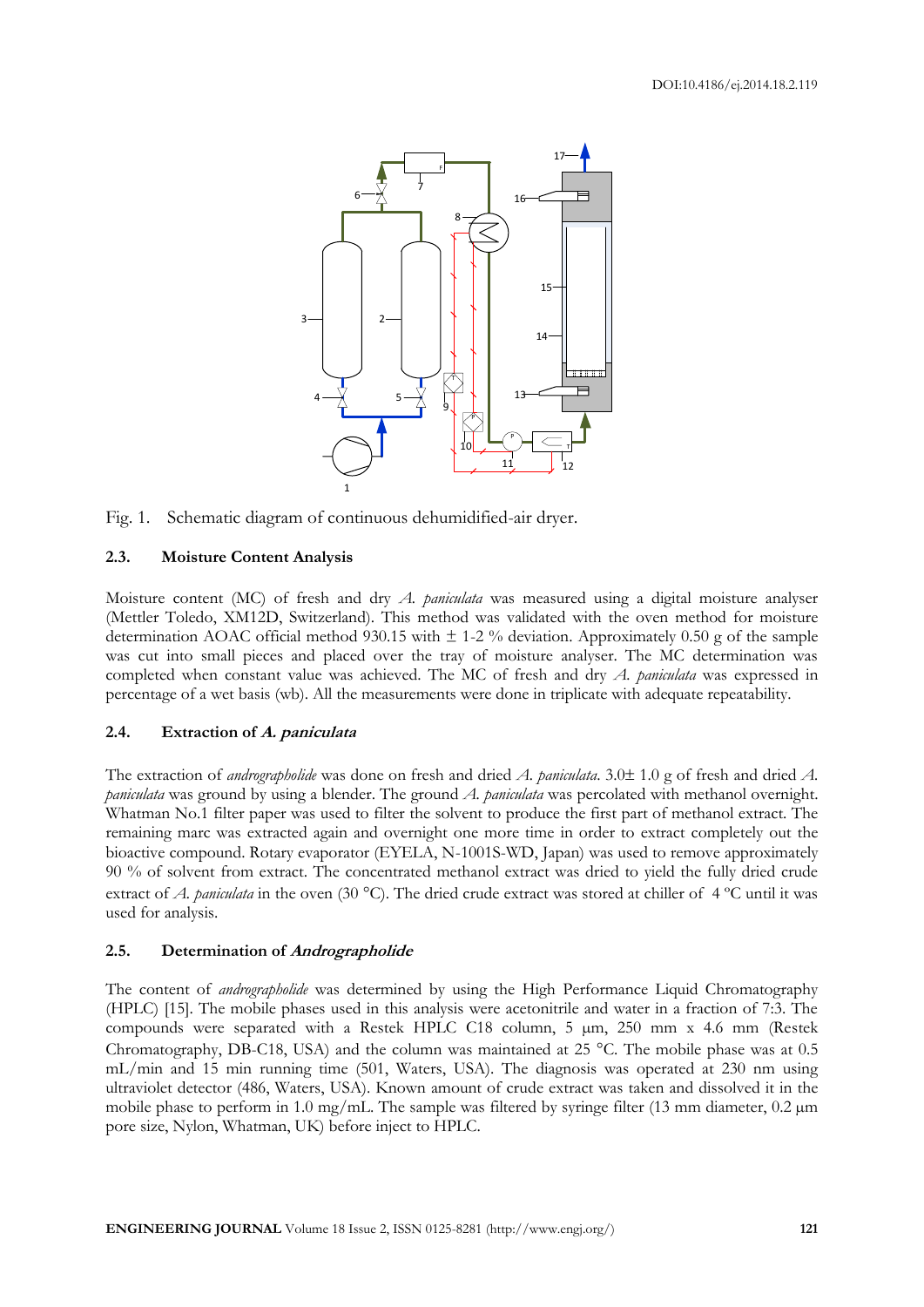Fig. 1. Schematic diagram of continuous dehumidified-air dryer.

### 2.3. Moisture Content Analysis

Moisture content (MC) of fresh and dry *A. paniculata* was measured using a digital moisture analyser (Mettler Toledo, XM12D, Switzerland). This method was validated with the oven method for moisture determination AOAC official method 930.15 with ± 1-2 % deviation. Approximately 0.50 g of the sample was cut into small pieces and placed over the tray of moisture analyser. The MC determination was completed when constant value was achieved. The MC of fresh and dry *A. paniculata* was expressed in percentage of a wet basis (wb). All the measurements were done in triplicate with adequate repeatability.

### 2.4. Extraction of *A. paniculata*

The extraction of *andrographolide* was done on fresh and dried *A. paniculata*. 3.0± 1.0 g of fresh and dried *A. paniculata* was ground by using a blender. The ground *A. paniculata* was percolated with methanol overnight. Whatman No.1 filter paper was used to filter the solvent to produce the first part of methanol extract. The remaining marc was extracted again and overnight one more time in order to extract completely out the bioactive compound. Rotary evaporator (EYELA, N-1001S-WD, Japan) was used to remove approximately 90 % of solvent from extract. The concentrated methanol extract was dried to yield the fully dried crude extract of *A. paniculata* in the oven (30 °C). The dried crude extract was stored at chiller of 4 ºC until it was used for analysis.

### 2.5. Determination of *Andrographolide*

The content of *andrographolide* was determined by using the High Performance Liquid Chromatography (HPLC) [15]. The mobile phases used in this analysis were acetonitrile and water in a fraction of 7:3. The compounds were separated with a Restek HPLC C18 column, 5 µm, 250 mm x 4.6 mm (Restek Chromatography, DB-C18, USA) and the column was maintained at 25 °C. The mobile phase was at 0.5 mL/min and 15 min running time (501, Waters, USA). The diagnosis was operated at 230 nm using ultraviolet detector (486, Waters, USA). Known amount of crude extract was taken and dissolved it in the mobile phase to perform in 1.0 mg/mL. The sample was filtered by syringe filter (13 mm diameter, 0.2 µm pore size, Nylon, Whatman, UK) before inject to HPLC.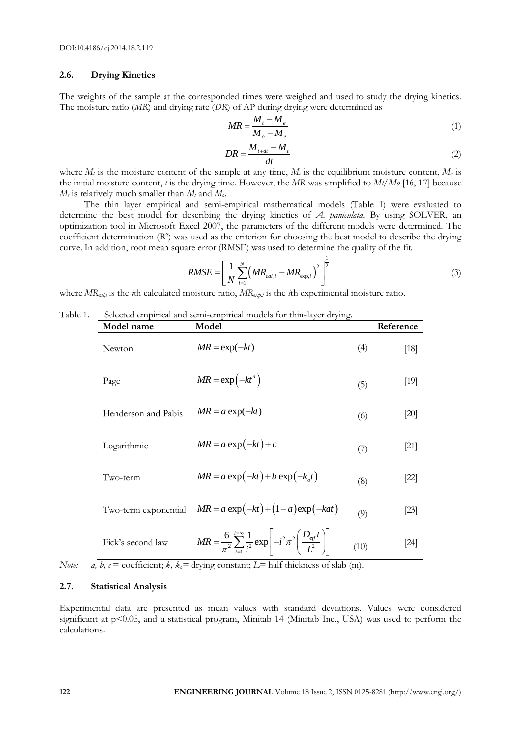DOI:10.4186/ej.2014.18.2.119

### 2.6. Drying Kinetics

The weights of the sample at the corresponded times were weighed and used to study the drying kinetics. The moisture ratio (*MR*) and drying rate (*DR*) of AP during drying were determined as

$$MR = \frac{M_t - M_e}{M_o - M_e} \tag{1}$$

$$DR = \frac{M_{t+dt} - M_t}{dt} \tag{2}$$

where $M_t$ is the moisture content of the sample at any time, $M_e$ is the equilibrium moisture content, $M_o$ is the initial moisture content, $t$ is the drying time. However, the *MR* was simplified to $M_t/M_o$ [16, 17] because $M_e$ is relatively much smaller than $M_t$ and $M_o$.

The thin layer empirical and semi-empirical mathematical models (Table 1) were evaluated to determine the best model for describing the drying kinetics of *A. paniculata*. By using SOLVER, an optimization tool in Microsoft Excel 2007, the parameters of the different models were determined. The coefficient determination ($R^2$) was used as the criterion for choosing the best model to describe the drying curve. In addition, root mean square error (RMSE) was used to determine the quality of the fit.

$$RMSE = \left[\frac{1}{N}\sum_{i=1}^{N}\left(MR_{cal,i} - MR_{\exp,i}\right)^2\right]^{\frac{1}{2}} \tag{3}$$

where $MR_{cal,i}$ is the *i*th calculated moisture ratio, $MR_{exp,i}$ is the *i*th experimental moisture ratio.

Table 1. Selected empirical and semi-empirical models for thin-layer drying.

| Model name | Model | | Reference |
|---|---|---|---|
| Newton | $MR = \exp(-kt)$ | (4) | [18] |
| Page | $MR = \exp\left(-kt^n\right)$ | (5) | [19] |
| Henderson and Pabis | $MR = a\exp(-kt)$ | (6) | [20] |
| Logarithmic | $MR = a\exp\left(-kt\right) + c$ | (7) | [21] |
| Two-term | $MR = a\exp\left(-kt\right) + b\exp\left(-k_o t\right)$ | (8) | [22] |
| Two-term exponential | $MR = a\exp\left(-kt\right) + \left(1-a\right)\exp\left(-kat\right)$ | (9) | [23] |
| Fick's second law | $MR = \frac{6}{\pi^2}\sum_{i=1}^{i=\infty}\frac{1}{i^2}\exp\left[-i^2\pi^2\left(\frac{D_{eff}t}{L^2}\right)\right]$ | (10) | [24] |

*Note:* *a, b, c* = coefficient; $k$, $k_o$= drying constant; *L*= half thickness of slab (m).

### 2.7. Statistical Analysis

Experimental data are presented as mean values with standard deviations. Values were considered significant at $p<0.05$, and a statistical program, Minitab 14 (Minitab Inc., USA) was used to perform the calculations.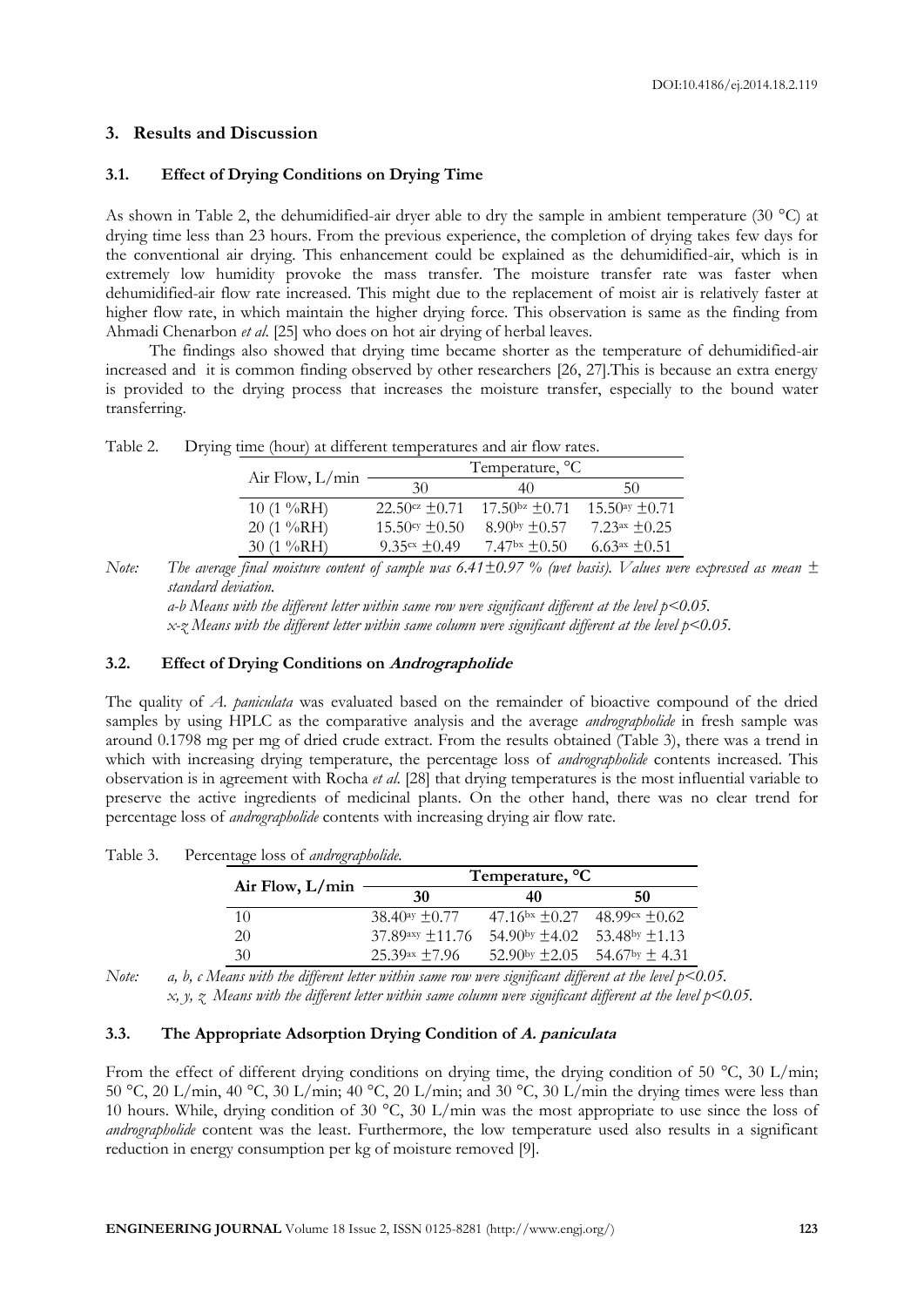## 3. Results and Discussion

### 3.1. Effect of Drying Conditions on Drying Time

As shown in Table 2, the dehumidified-air dryer able to dry the sample in ambient temperature (30 °C) at drying time less than 23 hours. From the previous experience, the completion of drying takes few days for the conventional air drying. This enhancement could be explained as the dehumidified-air, which is in extremely low humidity provoke the mass transfer. The moisture transfer rate was faster when dehumidified-air flow rate increased. This might due to the replacement of moist air is relatively faster at higher flow rate, in which maintain the higher drying force. This observation is same as the finding from Ahmadi Chenarbon *et al*. [25] who does on hot air drying of herbal leaves.

The findings also showed that drying time became shorter as the temperature of dehumidified-air increased and it is common finding observed by other researchers [26, 27].This is because an extra energy is provided to the drying process that increases the moisture transfer, especially to the bound water transferring.

Table 2. Drying time (hour) at different temperatures and air flow rates.

| Air Flow, L/min | Temperature, °C | | |
|---|---|---|---|
| | 30 | 40 | 50 |
| 10 (1 %RH) | $22.50^{cz}$ ±0.71 | $17.50^{bz}$ ±0.71 | $15.50^{ay}$ ±0.71 |
| 20 (1 %RH) | $15.50^{cy}$ ±0.50 | $8.90^{by}$ ±0.57 | $7.23^{ax}$ ±0.25 |
| 30 (1 %RH) | $9.35^{cx}$ ±0.49 | $7.47^{bx}$ ±0.50 | $6.63^{ax}$ ±0.51 |

*Note: The average final moisture content of sample was 6.41±0.97 % (wet basis). Values were expressed as mean ± standard deviation.*
*a-b Means with the different letter within same row were significant different at the level $p<0.05$.*
*x-z Means with the different letter within same column were significant different at the level $p<0.05$.*

### 3.2. Effect of Drying Conditions on *Andrographolide*

The quality of *A. paniculata* was evaluated based on the remainder of bioactive compound of the dried samples by using HPLC as the comparative analysis and the average *andrographolide* in fresh sample was around 0.1798 mg per mg of dried crude extract. From the results obtained (Table 3), there was a trend in which with increasing drying temperature, the percentage loss of *andrographolide* contents increased. This observation is in agreement with Rocha *et al*. [28] that drying temperatures is the most influential variable to preserve the active ingredients of medicinal plants. On the other hand, there was no clear trend for percentage loss of *andrographolide* contents with increasing drying air flow rate.

Table 3. Percentage loss of *andrographolide*.

| Air Flow, L/min | Temperature, °C | | |
|---|---|---|---|
| | 30 | 40 | 50 |
| 10 | $38.40^{ay}$ ±0.77 | $47.16^{bx}$ ±0.27 | $48.99^{cx}$ ±0.62 |
| 20 | $37.89^{axy}$ ±11.76 | $54.90^{by}$ ±4.02 | $53.48^{by}$ ±1.13 |
| 30 | $25.39^{ax}$ ±7.96 | $52.90^{by}$ ±2.05 | $54.67^{by}$ ± 4.31 |

*Note: a, b, c Means with the different letter within same row were significant different at the level $p<0.05$.*
*x, y, z Means with the different letter within same column were significant different at the level $p<0.05$.*

### 3.3. The Appropriate Adsorption Drying Condition of *A. paniculata*

From the effect of different drying conditions on drying time, the drying condition of 50 °C, 30 L/min; 50 °C, 20 L/min, 40 °C, 30 L/min; 40 °C, 20 L/min; and 30 °C, 30 L/min the drying times were less than 10 hours. While, drying condition of 30 °C, 30 L/min was the most appropriate to use since the loss of *andrographolide* content was the least. Furthermore, the low temperature used also results in a significant reduction in energy consumption per kg of moisture removed [9].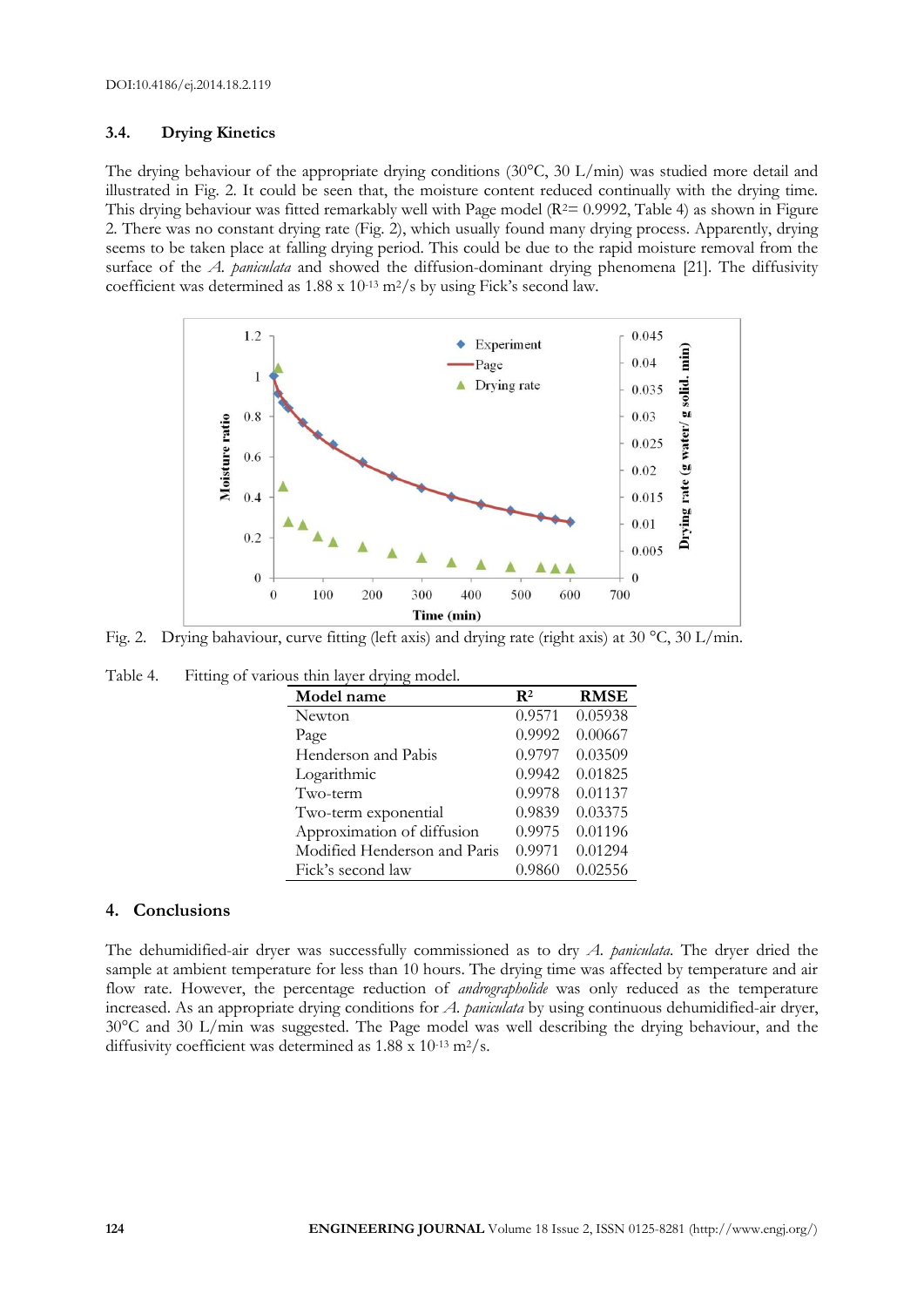### 3.4. Drying Kinetics

The drying behaviour of the appropriate drying conditions (30°C, 30 L/min) was studied more detail and illustrated in Fig. 2. It could be seen that, the moisture content reduced continually with the drying time. This drying behaviour was fitted remarkably well with Page model ($R^2$= 0.9992, Table 4) as shown in Figure 2. There was no constant drying rate (Fig. 2), which usually found many drying process. Apparently, drying seems to be taken place at falling drying period. This could be due to the rapid moisture removal from the surface of the *A. paniculata* and showed the diffusion-dominant drying phenomena [21]. The diffusivity coefficient was determined as 1.88 x $10^{-13}$ $m^2/s$ by using Fick's second law.

Fig. 2. Drying bahaviour, curve fitting (left axis) and drying rate (right axis) at 30 °C, 30 L/min.

Table 4. Fitting of various thin layer drying model.

| Model name | $R^2$ | RMSE |
|---|---|---|
| Newton | 0.9571 | 0.05938 |
| Page | 0.9992 | 0.00667 |
| Henderson and Pabis | 0.9797 | 0.03509 |
| Logarithmic | 0.9942 | 0.01825 |
| Two-term | 0.9978 | 0.01137 |
| Two-term exponential | 0.9839 | 0.03375 |
| Approximation of diffusion | 0.9975 | 0.01196 |
| Modified Henderson and Paris | 0.9971 | 0.01294 |
| Fick's second law | 0.9860 | 0.02556 |

## 4. Conclusions

The dehumidified-air dryer was successfully commissioned as to dry *A. paniculata*. The dryer dried the sample at ambient temperature for less than 10 hours. The drying time was affected by temperature and air flow rate. However, the percentage reduction of *andrographolide* was only reduced as the temperature increased. As an appropriate drying conditions for *A. paniculata* by using continuous dehumidified-air dryer, 30°C and 30 L/min was suggested. The Page model was well describing the drying behaviour, and the diffusivity coefficient was determined as 1.88 x $10^{-13}$ $m^2/s$.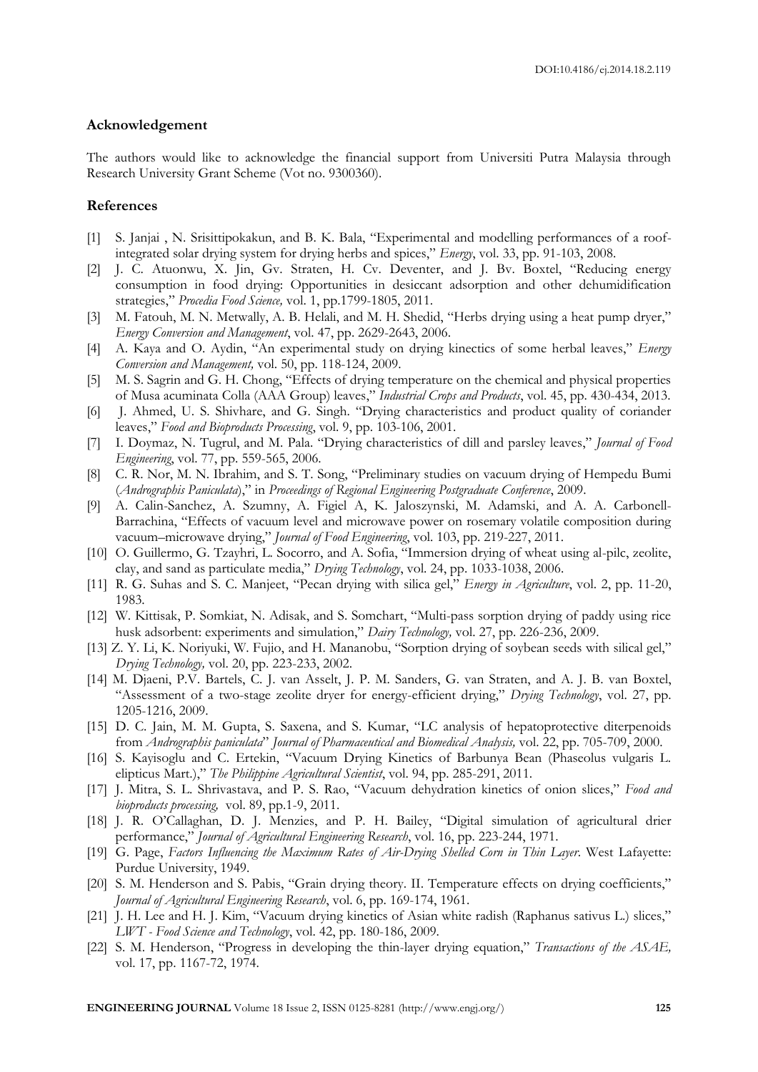### Acknowledgement

The authors would like to acknowledge the financial support from Universiti Putra Malaysia through Research University Grant Scheme (Vot no. 9300360).

### References

[1] S. Janjai , N. Srisittipokakun, and B. K. Bala, "Experimental and modelling performances of a roof-integrated solar drying system for drying herbs and spices," *Energy*, vol. 33, pp. 91-103, 2008.

[2] J. C. Atuonwu, X. Jin, Gv. Straten, H. Cv. Deventer, and J. Bv. Boxtel, "Reducing energy consumption in food drying: Opportunities in desiccant adsorption and other dehumidification strategies," *Procedia Food Science,* vol. 1, pp.1799-1805, 2011.

[3] M. Fatouh, M. N. Metwally, A. B. Helali, and M. H. Shedid, "Herbs drying using a heat pump dryer," *Energy Conversion and Management*, vol. 47, pp. 2629-2643, 2006.

[4] A. Kaya and O. Aydin, "An experimental study on drying kinectics of some herbal leaves," *Energy Conversion and Management,* vol. 50, pp. 118-124, 2009.

[5] M. S. Sagrin and G. H. Chong, "Effects of drying temperature on the chemical and physical properties of Musa acuminata Colla (AAA Group) leaves," *Industrial Crops and Products*, vol. 45, pp. 430-434, 2013.

[6] J. Ahmed, U. S. Shivhare, and G. Singh. "Drying characteristics and product quality of coriander leaves," *Food and Bioproducts Processing*, vol. 9, pp. 103-106, 2001.

[7] I. Doymaz, N. Tugrul, and M. Pala. "Drying characteristics of dill and parsley leaves," *Journal of Food Engineering*, vol. 77, pp. 559-565, 2006.

[8] C. R. Nor, M. N. Ibrahim, and S. T. Song, "Preliminary studies on vacuum drying of Hempedu Bumi (*Andrographis Paniculata*)," in *Proceedings of Regional Engineering Postgraduate Conference*, 2009.

[9] A. Calin-Sanchez, A. Szumny, A. Figiel A, K. Jaloszynski, M. Adamski, and A. A. Carbonell-Barrachina, "Effects of vacuum level and microwave power on rosemary volatile composition during vacuum–microwave drying," *Journal of Food Engineering*, vol. 103, pp. 219-227, 2011.

[10] O. Guillermo, G. Tzayhri, L. Socorro, and A. Sofia, "Immersion drying of wheat using al-pilc, zeolite, clay, and sand as particulate media," *Drying Technology*, vol. 24, pp. 1033-1038, 2006.

[11] R. G. Suhas and S. C. Manjeet, "Pecan drying with silica gel," *Energy in Agriculture*, vol. 2, pp. 11-20, 1983.

[12] W. Kittisak, P. Somkiat, N. Adisak, and S. Somchart, "Multi-pass sorption drying of paddy using rice husk adsorbent: experiments and simulation," *Dairy Technology,* vol. 27, pp. 226-236, 2009.

[13] Z. Y. Li, K. Noriyuki, W. Fujio, and H. Mananobu, "Sorption drying of soybean seeds with silical gel," *Drying Technology,* vol. 20, pp. 223-233, 2002.

[14] M. Djaeni, P.V. Bartels, C. J. van Asselt, J. P. M. Sanders, G. van Straten, and A. J. B. van Boxtel, "Assessment of a two-stage zeolite dryer for energy-efficient drying," *Drying Technology*, vol. 27, pp. 1205-1216, 2009.

[15] D. C. Jain, M. M. Gupta, S. Saxena, and S. Kumar, "LC analysis of hepatoprotective diterpenoids from *Andrographis paniculata*" *Journal of Pharmaceutical and Biomedical Analysis,* vol. 22, pp. 705-709, 2000.

[16] S. Kayisoglu and C. Ertekin, "Vacuum Drying Kinetics of Barbunya Bean (Phaseolus vulgaris L. elipticus Mart.)," *The Philippine Agricultural Scientist*, vol. 94, pp. 285-291, 2011.

[17] J. Mitra, S. L. Shrivastava, and P. S. Rao, "Vacuum dehydration kinetics of onion slices," *Food and bioproducts processing,* vol. 89, pp.1-9, 2011.

[18] J. R. O'Callaghan, D. J. Menzies, and P. H. Bailey, "Digital simulation of agricultural drier performance," *Journal of Agricultural Engineering Research*, vol. 16, pp. 223-244, 1971.

[19] G. Page, *Factors Influencing the Maximum Rates of Air-Drying Shelled Corn in Thin Layer*. West Lafayette: Purdue University, 1949.

[20] S. M. Henderson and S. Pabis, "Grain drying theory. II. Temperature effects on drying coefficients," *Journal of Agricultural Engineering Research*, vol. 6, pp. 169-174, 1961.

[21] J. H. Lee and H. J. Kim, "Vacuum drying kinetics of Asian white radish (Raphanus sativus L.) slices," *LWT - Food Science and Technology*, vol. 42, pp. 180-186, 2009.

[22] S. M. Henderson, "Progress in developing the thin-layer drying equation," *Transactions of the ASAE,* vol. 17, pp. 1167-72, 1974.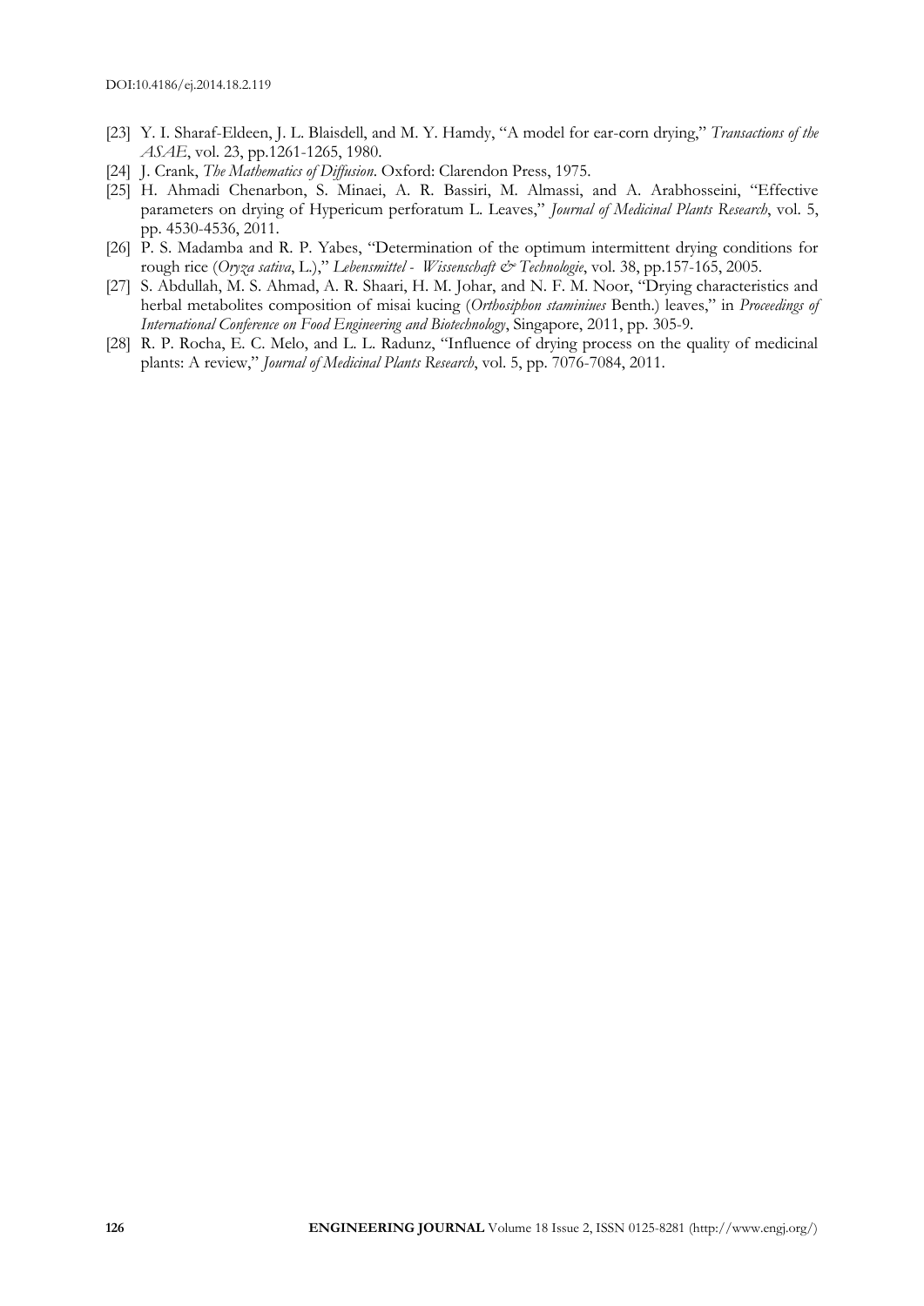[23] Y. I. Sharaf-Eldeen, J. L. Blaisdell, and M. Y. Hamdy, "A model for ear-corn drying," *Transactions of the ASAE*, vol. 23, pp.1261-1265, 1980.

[24] J. Crank, *The Mathematics of Diffusion*. Oxford: Clarendon Press, 1975.

[25] H. Ahmadi Chenarbon, S. Minaei, A. R. Bassiri, M. Almassi, and A. Arabhosseini, "Effective parameters on drying of Hypericum perforatum L. Leaves," *Journal of Medicinal Plants Research*, vol. 5, pp. 4530-4536, 2011.

[26] P. S. Madamba and R. P. Yabes, "Determination of the optimum intermittent drying conditions for rough rice (*Oryza sativa*, L.)," *Lebensmittel - Wissenschaft & Technologie*, vol. 38, pp.157-165, 2005.

[27] S. Abdullah, M. S. Ahmad, A. R. Shaari, H. M. Johar, and N. F. M. Noor, "Drying characteristics and herbal metabolites composition of misai kucing (*Orthosiphon staminiues* Benth.) leaves," in *Proceedings of International Conference on Food Engineering and Biotechnology*, Singapore, 2011, pp. 305-9.

[28] R. P. Rocha, E. C. Melo, and L. L. Radunz, "Influence of drying process on the quality of medicinal plants: A review," *Journal of Medicinal Plants Research*, vol. 5, pp. 7076-7084, 2011.